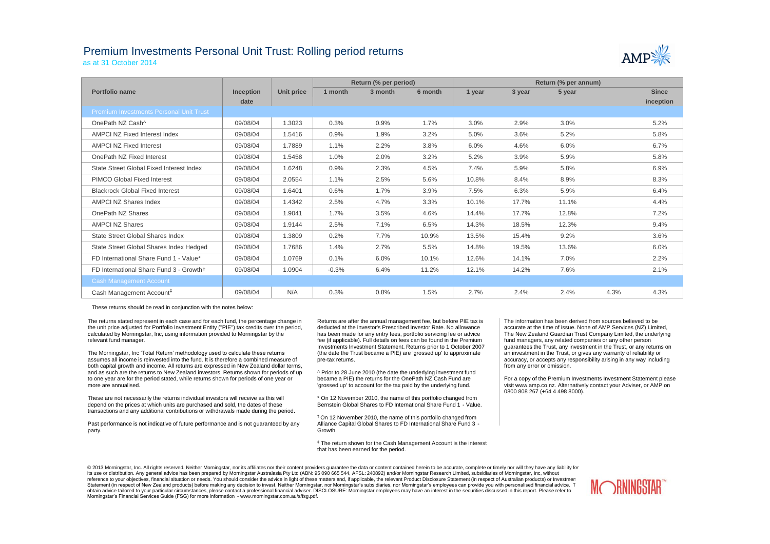# Premium Investments Personal Unit Trust: Rolling period returns

as at 31 October 2014

| Portfolio name | Inception date | Unit price | Return (% per period) | | | Return (% per annum) | | | | |
|---|---|---|---|---|---|---|---|---|---|---|
| | | | 1 month | 3 month | 6 month | 1 year | 3 year | 5 year | | Since inception |
| **Premium Investments Personal Unit Trust** | | | | | | | | | | |
| OnePath NZ Cash^ | 09/08/04 | 1.3023 | 0.3% | 0.9% | 1.7% | 3.0% | 2.9% | 3.0% | | 5.2% |
| AMPCI NZ Fixed Interest Index | 09/08/04 | 1.5416 | 0.9% | 1.9% | 3.2% | 5.0% | 3.6% | 5.2% | | 5.8% |
| AMPCI NZ Fixed Interest | 09/08/04 | 1.7889 | 1.1% | 2.2% | 3.8% | 6.0% | 4.6% | 6.0% | | 6.7% |
| OnePath NZ Fixed Interest | 09/08/04 | 1.5458 | 1.0% | 2.0% | 3.2% | 5.2% | 3.9% | 5.9% | | 5.8% |
| State Street Global Fixed Interest Index | 09/08/04 | 1.6248 | 0.9% | 2.3% | 4.5% | 7.4% | 5.9% | 5.8% | | 6.9% |
| PIMCO Global Fixed Interest | 09/08/04 | 2.0554 | 1.1% | 2.5% | 5.6% | 10.8% | 8.4% | 8.9% | | 8.3% |
| Blackrock Global Fixed Interest | 09/08/04 | 1.6401 | 0.6% | 1.7% | 3.9% | 7.5% | 6.3% | 5.9% | | 6.4% |
| AMPCI NZ Shares Index | 09/08/04 | 1.4342 | 2.5% | 4.7% | 3.3% | 10.1% | 17.7% | 11.1% | | 4.4% |
| OnePath NZ Shares | 09/08/04 | 1.9041 | 1.7% | 3.5% | 4.6% | 14.4% | 17.7% | 12.8% | | 7.2% |
| AMPCI NZ Shares | 09/08/04 | 1.9144 | 2.5% | 7.1% | 6.5% | 14.3% | 18.5% | 12.3% | | 9.4% |
| State Street Global Shares Index | 09/08/04 | 1.3809 | 0.2% | 7.7% | 10.9% | 13.5% | 15.4% | 9.2% | | 3.6% |
| State Street Global Shares Index Hedged | 09/08/04 | 1.7686 | 1.4% | 2.7% | 5.5% | 14.8% | 19.5% | 13.6% | | 6.0% |
| FD International Share Fund 1 - Value* | 09/08/04 | 1.0769 | 0.1% | 6.0% | 10.1% | 12.6% | 14.1% | 7.0% | | 2.2% |
| FD International Share Fund 3 - Growth† | 09/08/04 | 1.0904 | -0.3% | 6.4% | 11.2% | 12.1% | 14.2% | 7.6% | | 2.1% |
| **Cash Management Account** | | | | | | | | | | |
| Cash Management Account‡ | 09/08/04 | N/A | 0.3% | 0.8% | 1.5% | 2.7% | 2.4% | 2.4% | 4.3% | 4.3% |

These returns should be read in conjunction with the notes below:

The returns stated represent in each case and for each fund, the percentage change in the unit price adjusted for Portfolio Investment Entity ("PIE") tax credits over the period, calculated by Morningstar, Inc, using information provided to Morningstar by the relevant fund manager.

The Morningstar, Inc 'Total Return' methodology used to calculate these returns assumes all income is reinvested into the fund. It is therefore a combined measure of both capital growth and income. All returns are expressed in New Zealand dollar terms, and as such are the returns to New Zealand investors. Returns shown for periods of up to one year are for the period stated, while returns shown for periods of one year or more are annualised.

These are not necessarily the returns individual investors will receive as this will depend on the prices at which units are purchased and sold, the dates of these transactions and any additional contributions or withdrawals made during the period.

Past performance is not indicative of future performance and is not guaranteed by any party.

Returns are after the annual management fee, but before PIE tax is deducted at the investor's Prescribed Investor Rate. No allowance has been made for any entry fees, portfolio servicing fee or advice fee (if applicable). Full details on fees can be found in the Premium Investments Investment Statement. Returns prior to 1 October 2007 (the date the Trust became a PIE) are 'grossed up' to approximate pre-tax returns.

^ Prior to 28 June 2010 (the date the underlying investment fund became a PIE) the returns for the OnePath NZ Cash Fund are 'grossed up' to account for the tax paid by the underlying fund.

* On 12 November 2010, the name of this portfolio changed from Bernstein Global Shares to FD International Share Fund 1 - Value.

† On 12 November 2010, the name of this portfolio changed from Alliance Capital Global Shares to FD International Share Fund 3 - Growth.

‡ The return shown for the Cash Management Account is the interest that has been earned for the period.

The information has been derived from sources believed to be accurate at the time of issue. None of AMP Services (NZ) Limited, The New Zealand Guardian Trust Company Limited, the underlying fund managers, any related companies or any other person guarantees the Trust, any investment in the Trust, or any returns on an investment in the Trust, or gives any warranty of reliability or accuracy, or accepts any responsibility arising in any way including from any error or omission.

For a copy of the Premium Investments Investment Statement please visit www.amp.co.nz. Alternatively contact your Adviser, or AMP on 0800 808 267 (+64 4 498 8000).

© 2013 Morningstar, Inc. All rights reserved. Neither Morningstar, nor its affiliates nor their content providers guarantee the data or content contained herein to be accurate, complete or timely nor will they have any liability for its use or distribution. Any general advice has been prepared by Morningstar Australasia Pty Ltd (ABN: 95 090 665 544, AFSL: 240892) and/or Morningstar Research Limited, subsidiaries of Morningstar, Inc, without reference to your objectives, financial situation or needs. You should consider the advice in light of these matters and, if applicable, the relevant Product Disclosure Statement (in respect of Australian products) or Investment Statement (in respect of New Zealand products) before making any decision to invest. Neither Morningstar, nor Morningstar's subsidiaries, nor Morningstar's employees can provide you with personalised financial advice. To obtain advice tailored to your particular circumstances, please contact a professional financial adviser. DISCLOSURE: Morningstar employees may have an interest in the securities discussed in this report. Please refer to Morningstar's Financial Services Guide (FSG) for more information - www.morningstar.com.au/s/fsg.pdf.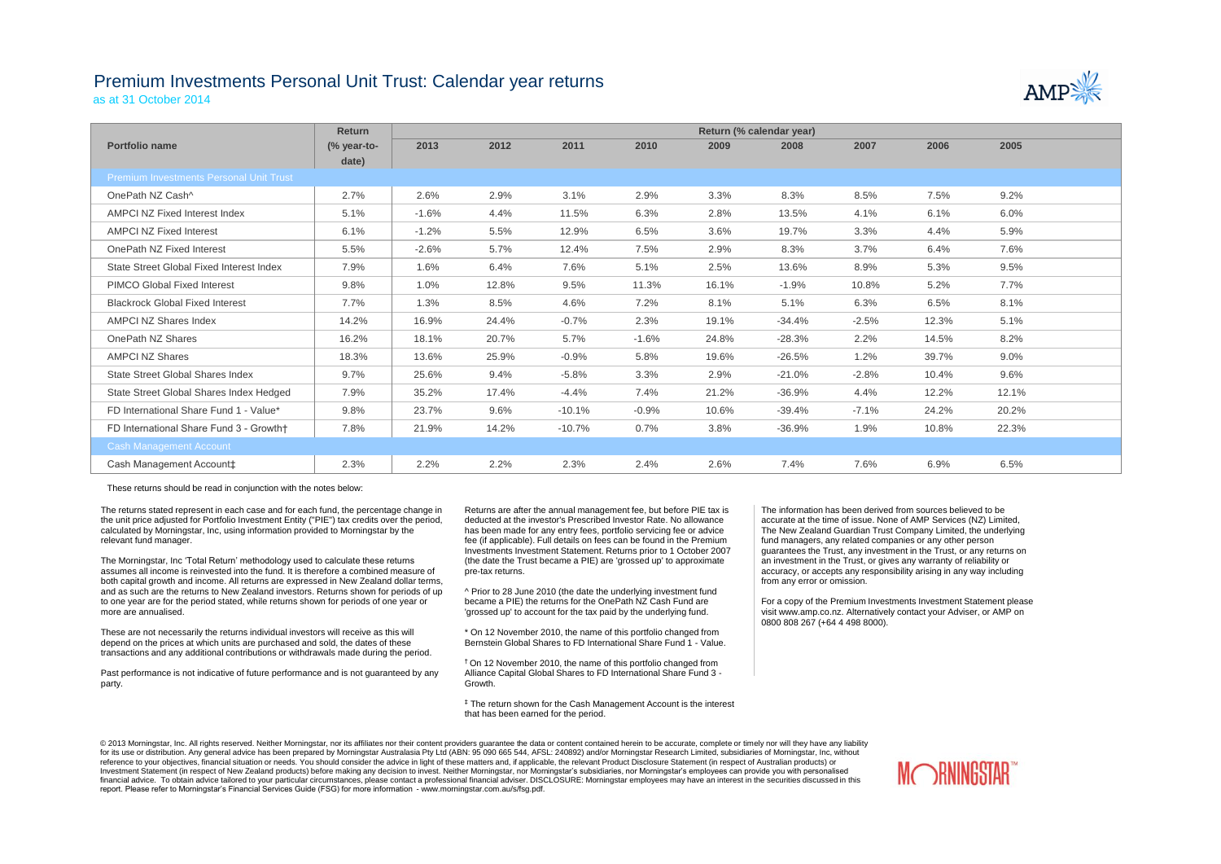# Premium Investments Personal Unit Trust: Calendar year returns

as at 31 October 2014

| Portfolio name | Return (% year-to-date) | Return (% calendar year) | | | | | | | | |
|---|---|---|---|---|---|---|---|---|---|---|
| | | 2013 | 2012 | 2011 | 2010 | 2009 | 2008 | 2007 | 2006 | 2005 |
| **Premium Investments Personal Unit Trust** | | | | | | | | | | |
| OnePath NZ Cash^ | 2.7% | 2.6% | 2.9% | 3.1% | 2.9% | 3.3% | 8.3% | 8.5% | 7.5% | 9.2% |
| AMPCI NZ Fixed Interest Index | 5.1% | -1.6% | 4.4% | 11.5% | 6.3% | 2.8% | 13.5% | 4.1% | 6.1% | 6.0% |
| AMPCI NZ Fixed Interest | 6.1% | -1.2% | 5.5% | 12.9% | 6.5% | 3.6% | 19.7% | 3.3% | 4.4% | 5.9% |
| OnePath NZ Fixed Interest | 5.5% | -2.6% | 5.7% | 12.4% | 7.5% | 2.9% | 8.3% | 3.7% | 6.4% | 7.6% |
| State Street Global Fixed Interest Index | 7.9% | 1.6% | 6.4% | 7.6% | 5.1% | 2.5% | 13.6% | 8.9% | 5.3% | 9.5% |
| PIMCO Global Fixed Interest | 9.8% | 1.0% | 12.8% | 9.5% | 11.3% | 16.1% | -1.9% | 10.8% | 5.2% | 7.7% |
| Blackrock Global Fixed Interest | 7.7% | 1.3% | 8.5% | 4.6% | 7.2% | 8.1% | 5.1% | 6.3% | 6.5% | 8.1% |
| AMPCI NZ Shares Index | 14.2% | 16.9% | 24.4% | -0.7% | 2.3% | 19.1% | -34.4% | -2.5% | 12.3% | 5.1% |
| OnePath NZ Shares | 16.2% | 18.1% | 20.7% | 5.7% | -1.6% | 24.8% | -28.3% | 2.2% | 14.5% | 8.2% |
| AMPCI NZ Shares | 18.3% | 13.6% | 25.9% | -0.9% | 5.8% | 19.6% | -26.5% | 1.2% | 39.7% | 9.0% |
| State Street Global Shares Index | 9.7% | 25.6% | 9.4% | -5.8% | 3.3% | 2.9% | -21.0% | -2.8% | 10.4% | 9.6% |
| State Street Global Shares Index Hedged | 7.9% | 35.2% | 17.4% | -4.4% | 7.4% | 21.2% | -36.9% | 4.4% | 12.2% | 12.1% |
| FD International Share Fund 1 - Value* | 9.8% | 23.7% | 9.6% | -10.1% | -0.9% | 10.6% | -39.4% | -7.1% | 24.2% | 20.2% |
| FD International Share Fund 3 - Growth† | 7.8% | 21.9% | 14.2% | -10.7% | 0.7% | 3.8% | -36.9% | 1.9% | 10.8% | 22.3% |
| **Cash Management Account** | | | | | | | | | | |
| Cash Management Account‡ | 2.3% | 2.2% | 2.2% | 2.3% | 2.4% | 2.6% | 7.4% | 7.6% | 6.9% | 6.5% |

These returns should be read in conjunction with the notes below:

The returns stated represent in each case and for each fund, the percentage change in the unit price adjusted for Portfolio Investment Entity ("PIE") tax credits over the period, calculated by Morningstar, Inc, using information provided to Morningstar by the relevant fund manager.

The Morningstar, Inc 'Total Return' methodology used to calculate these returns assumes all income is reinvested into the fund. It is therefore a combined measure of both capital growth and income. All returns are expressed in New Zealand dollar terms, and as such are the returns to New Zealand investors. Returns shown for periods of up to one year are for the period stated, while returns shown for periods of one year or more are annualised.

These are not necessarily the returns individual investors will receive as this will depend on the prices at which units are purchased and sold, the dates of these transactions and any additional contributions or withdrawals made during the period.

Past performance is not indicative of future performance and is not guaranteed by any party.

Returns are after the annual management fee, but before PIE tax is deducted at the investor's Prescribed Investor Rate. No allowance has been made for any entry fees, portfolio servicing fee or advice fee (if applicable). Full details on fees can be found in the Premium Investments Investment Statement. Returns prior to 1 October 2007 (the date the Trust became a PIE) are 'grossed up' to approximate pre-tax returns.

^ Prior to 28 June 2010 (the date the underlying investment fund became a PIE) the returns for the OnePath NZ Cash Fund are 'grossed up' to account for the tax paid by the underlying fund.

\* On 12 November 2010, the name of this portfolio changed from Bernstein Global Shares to FD International Share Fund 1 - Value.

† On 12 November 2010, the name of this portfolio changed from Alliance Capital Global Shares to FD International Share Fund 3 - Growth.

‡ The return shown for the Cash Management Account is the interest that has been earned for the period.

The information has been derived from sources believed to be accurate at the time of issue. None of AMP Services (NZ) Limited, The New Zealand Guardian Trust Company Limited, the underlying fund managers, any related companies or any other person guarantees the Trust, any investment in the Trust, or any returns on an investment in the Trust, or gives any warranty of reliability or accuracy, or accepts any responsibility arising in any way including from any error or omission.

For a copy of the Premium Investments Investment Statement please visit www.amp.co.nz. Alternatively contact your Adviser, or AMP on 0800 808 267 (+64 4 498 8000).

© 2013 Morningstar, Inc. All rights reserved. Neither Morningstar, nor its affiliates nor their content providers guarantee the data or content contained herein to be accurate, complete or timely nor will they have any liability for its use or distribution. Any general advice has been prepared by Morningstar Australasia Pty Ltd (ABN: 95 090 665 544, AFSL: 240892) and/or Morningstar Research Limited, subsidiaries of Morningstar, Inc, without reference to your objectives, financial situation or needs. You should consider the advice in light of these matters and, if applicable, the relevant Product Disclosure Statement (in respect of Australian products) or Investment Statement (in respect of New Zealand products) before making any decision to invest. Neither Morningstar, nor Morningstar's subsidiaries, nor Morningstar's employees can provide you with personalised financial advice. To obtain advice tailored to your particular circumstances, please contact a professional financial adviser. DISCLOSURE: Morningstar employees may have an interest in the securities discussed in this report. Please refer to Morningstar's Financial Services Guide (FSG) for more information - www.morningstar.com.au/s/fsg.pdf.